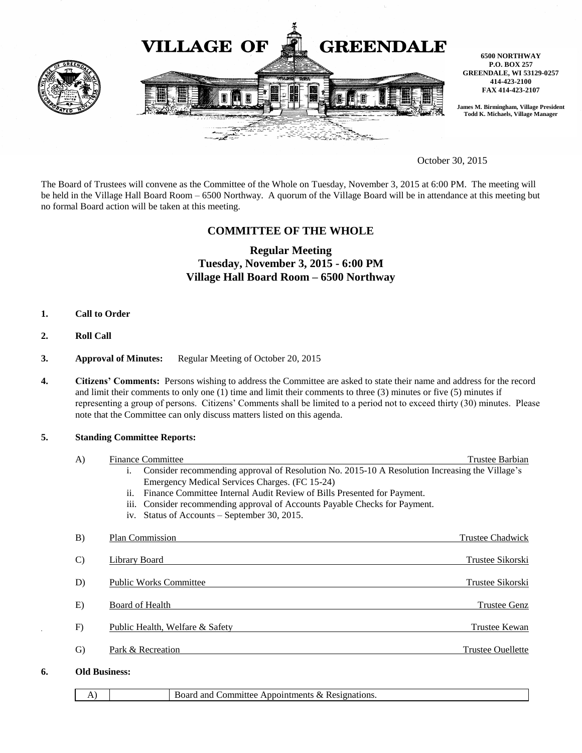# VILLAGE OF GREENDALE

**6500 NORTHWAY**
**P.O. BOX 257**
**GREENDALE, WI 53129-0257**
**414-423-2100**
**FAX 414-423-2107**

**James M. Birmingham, Village President**
**Todd K. Michaels, Village Manager**

October 30, 2015

The Board of Trustees will convene as the Committee of the Whole on Tuesday, November 3, 2015 at 6:00 PM. The meeting will be held in the Village Hall Board Room – 6500 Northway. A quorum of the Village Board will be in attendance at this meeting but no formal Board action will be taken at this meeting.

## COMMITTEE OF THE WHOLE

### Regular Meeting
### Tuesday, November 3, 2015 - 6:00 PM
### Village Hall Board Room – 6500 Northway

1. **Call to Order**

2. **Roll Call**

3. **Approval of Minutes:** Regular Meeting of October 20, 2015

4. **Citizens' Comments:** Persons wishing to address the Committee are asked to state their name and address for the record and limit their comments to only one (1) time and limit their comments to three (3) minutes or five (5) minutes if representing a group of persons. Citizens' Comments shall be limited to a period not to exceed thirty (30) minutes. Please note that the Committee can only discuss matters listed on this agenda.

5. **Standing Committee Reports:**

   A) Finance Committee — Trustee Barbian
      i. Consider recommending approval of Resolution No. 2015-10 A Resolution Increasing the Village's Emergency Medical Services Charges. (FC 15-24)
      ii. Finance Committee Internal Audit Review of Bills Presented for Payment.
      iii. Consider recommending approval of Accounts Payable Checks for Payment.
      iv. Status of Accounts – September 30, 2015.

   B) Plan Commission — Trustee Chadwick

   C) Library Board — Trustee Sikorski

   D) Public Works Committee — Trustee Sikorski

   E) Board of Health — Trustee Genz

   F) Public Health, Welfare & Safety — Trustee Kewan

   G) Park & Recreation — Trustee Ouellette

6. **Old Business:**

| A) | | Board and Committee Appointments & Resignations. |
|---|---|---|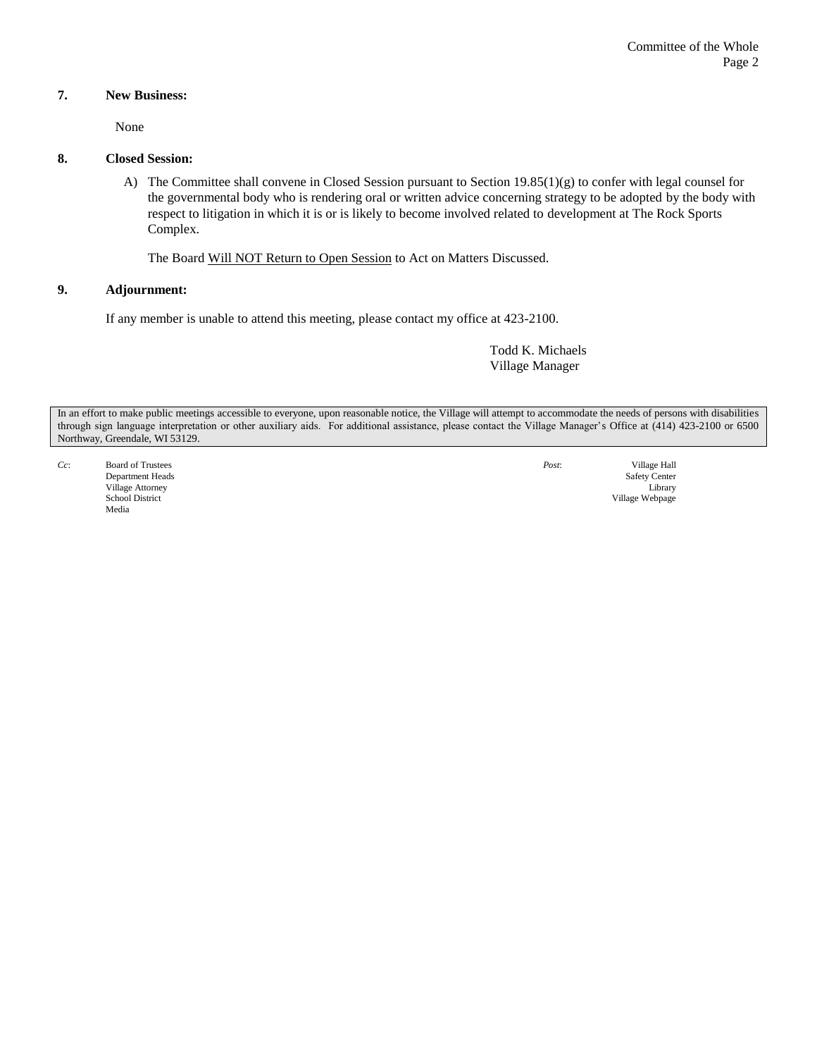**7. New Business:**

None

**8. Closed Session:**

A) The Committee shall convene in Closed Session pursuant to Section 19.85(1)(g) to confer with legal counsel for the governmental body who is rendering oral or written advice concerning strategy to be adopted by the body with respect to litigation in which it is or is likely to become involved related to development at The Rock Sports Complex.

The Board Will NOT Return to Open Session to Act on Matters Discussed.

**9. Adjournment:**

If any member is unable to attend this meeting, please contact my office at 423-2100.

Todd K. Michaels
Village Manager

In an effort to make public meetings accessible to everyone, upon reasonable notice, the Village will attempt to accommodate the needs of persons with disabilities through sign language interpretation or other auxiliary aids. For additional assistance, please contact the Village Manager's Office at (414) 423-2100 or 6500 Northway, Greendale, WI 53129.

*Cc*:
Board of Trustees
Department Heads
Village Attorney
School District
Media

*Post*:
Village Hall
Safety Center
Library
Village Webpage